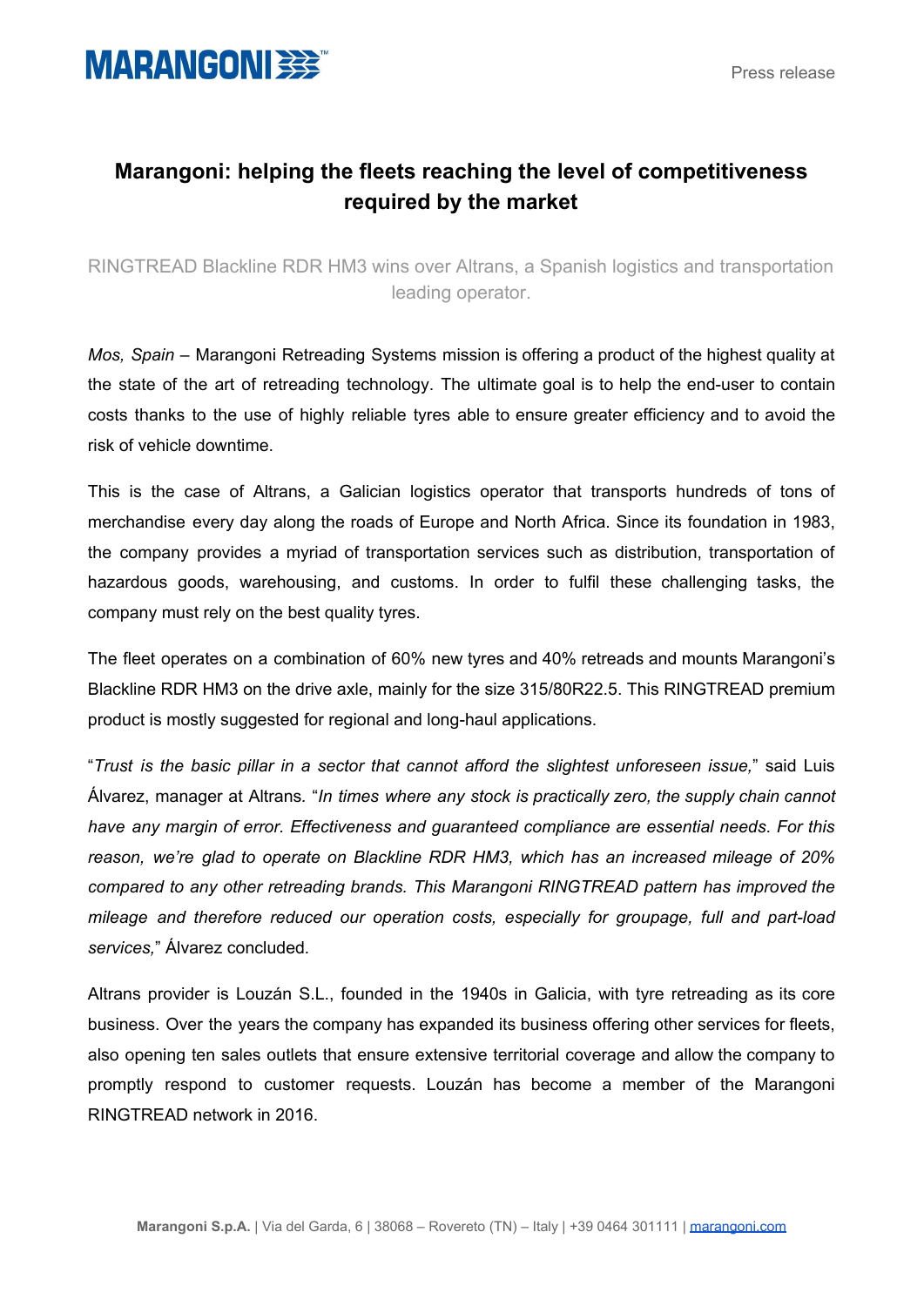# Marangoni: helping the fleets reaching the level of competitiveness required by the market

RINGTREAD Blackline RDR HM3 wins over Altrans, a Spanish logistics and transportation leading operator.

*Mos, Spain* – Marangoni Retreading Systems mission is offering a product of the highest quality at the state of the art of retreading technology. The ultimate goal is to help the end-user to contain costs thanks to the use of highly reliable tyres able to ensure greater efficiency and to avoid the risk of vehicle downtime.

This is the case of Altrans, a Galician logistics operator that transports hundreds of tons of merchandise every day along the roads of Europe and North Africa. Since its foundation in 1983, the company provides a myriad of transportation services such as distribution, transportation of hazardous goods, warehousing, and customs. In order to fulfil these challenging tasks, the company must rely on the best quality tyres.

The fleet operates on a combination of 60% new tyres and 40% retreads and mounts Marangoni's Blackline RDR HM3 on the drive axle, mainly for the size 315/80R22.5. This RINGTREAD premium product is mostly suggested for regional and long-haul applications.

"*Trust is the basic pillar in a sector that cannot afford the slightest unforeseen issue,*" said Luis Álvarez, manager at Altrans. "*In times where any stock is practically zero, the supply chain cannot have any margin of error. Effectiveness and guaranteed compliance are essential needs. For this reason, we're glad to operate on Blackline RDR HM3, which has an increased mileage of 20% compared to any other retreading brands. This Marangoni RINGTREAD pattern has improved the mileage and therefore reduced our operation costs, especially for groupage, full and part-load services,*" Álvarez concluded.

Altrans provider is Louzán S.L., founded in the 1940s in Galicia, with tyre retreading as its core business. Over the years the company has expanded its business offering other services for fleets, also opening ten sales outlets that ensure extensive territorial coverage and allow the company to promptly respond to customer requests. Louzán has become a member of the Marangoni RINGTREAD network in 2016.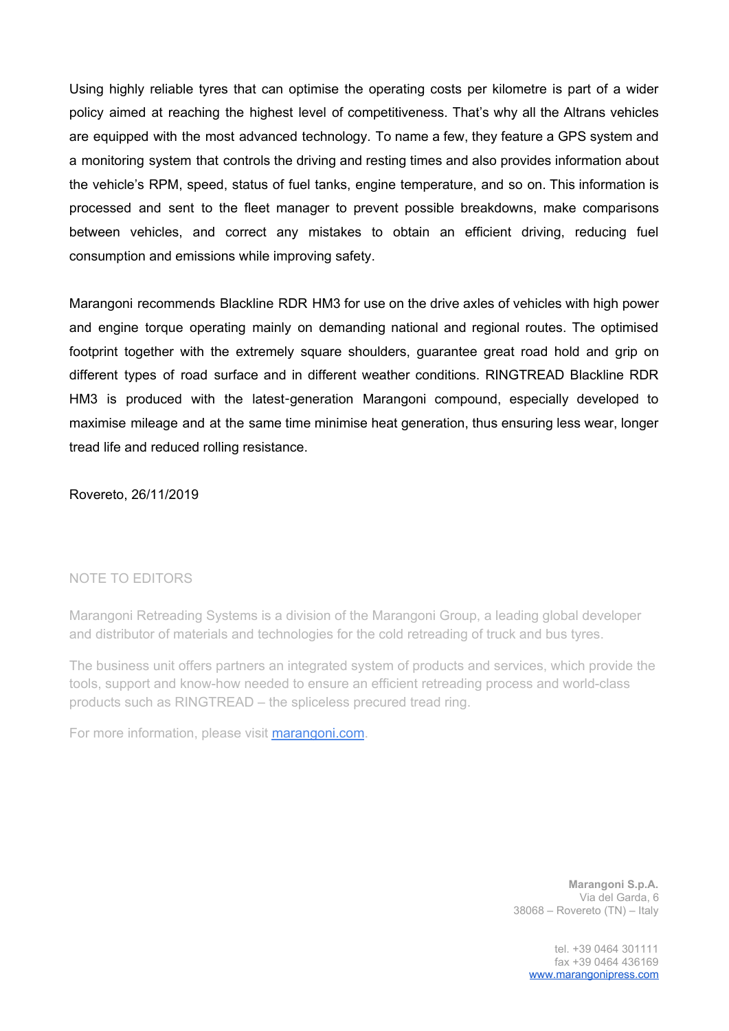Using highly reliable tyres that can optimise the operating costs per kilometre is part of a wider policy aimed at reaching the highest level of competitiveness. That's why all the Altrans vehicles are equipped with the most advanced technology. To name a few, they feature a GPS system and a monitoring system that controls the driving and resting times and also provides information about the vehicle's RPM, speed, status of fuel tanks, engine temperature, and so on. This information is processed and sent to the fleet manager to prevent possible breakdowns, make comparisons between vehicles, and correct any mistakes to obtain an efficient driving, reducing fuel consumption and emissions while improving safety.

Marangoni recommends Blackline RDR HM3 for use on the drive axles of vehicles with high power and engine torque operating mainly on demanding national and regional routes. The optimised footprint together with the extremely square shoulders, guarantee great road hold and grip on different types of road surface and in different weather conditions. RINGTREAD Blackline RDR HM3 is produced with the latest-generation Marangoni compound, especially developed to maximise mileage and at the same time minimise heat generation, thus ensuring less wear, longer tread life and reduced rolling resistance.

Rovereto, 26/11/2019

NOTE TO EDITORS

Marangoni Retreading Systems is a division of the Marangoni Group, a leading global developer and distributor of materials and technologies for the cold retreading of truck and bus tyres.

The business unit offers partners an integrated system of products and services, which provide the tools, support and know-how needed to ensure an efficient retreading process and world-class products such as RINGTREAD – the spliceless precured tread ring.

For more information, please visit [marangoni.com](http://marangoni.com).

**Marangoni S.p.A.**
Via del Garda, 6
38068 – Rovereto (TN) – Italy

tel. +39 0464 301111
fax +39 0464 436169
[www.marangonipress.com](http://www.marangonipress.com)